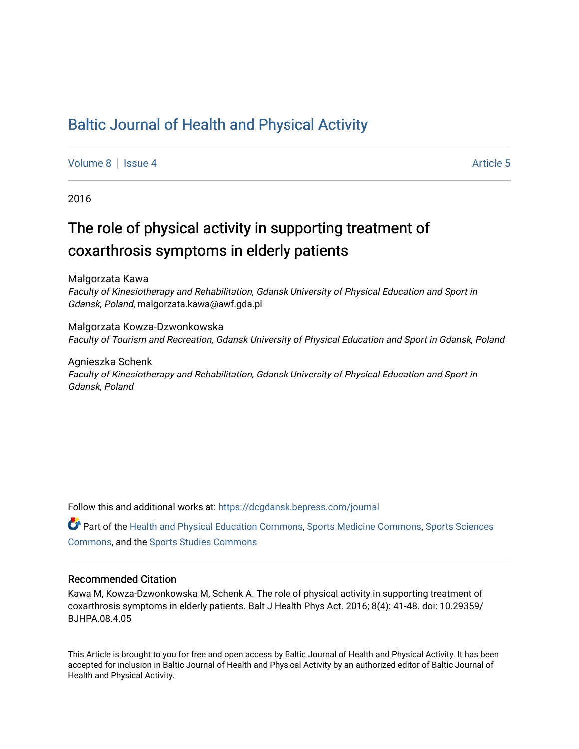# Baltic Journal of Health and Physical Activity

Volume 8 | Issue 4 Article 5

2016

## The role of physical activity in supporting treatment of coxarthrosis symptoms in elderly patients

Malgorzata Kawa
*Faculty of Kinesiotherapy and Rehabilitation, Gdansk University of Physical Education and Sport in Gdansk, Poland*, malgorzata.kawa@awf.gda.pl

Malgorzata Kowza-Dzwonkowska
*Faculty of Tourism and Recreation, Gdansk University of Physical Education and Sport in Gdansk, Poland*

Agnieszka Schenk
*Faculty of Kinesiotherapy and Rehabilitation, Gdansk University of Physical Education and Sport in Gdansk, Poland*

Follow this and additional works at: https://dcgdansk.bepress.com/journal

Part of the Health and Physical Education Commons, Sports Medicine Commons, Sports Sciences Commons, and the Sports Studies Commons

### Recommended Citation

Kawa M, Kowza-Dzwonkowska M, Schenk A. The role of physical activity in supporting treatment of coxarthrosis symptoms in elderly patients. Balt J Health Phys Act. 2016; 8(4): 41-48. doi: 10.29359/BJHPA.08.4.05

This Article is brought to you for free and open access by Baltic Journal of Health and Physical Activity. It has been accepted for inclusion in Baltic Journal of Health and Physical Activity by an authorized editor of Baltic Journal of Health and Physical Activity.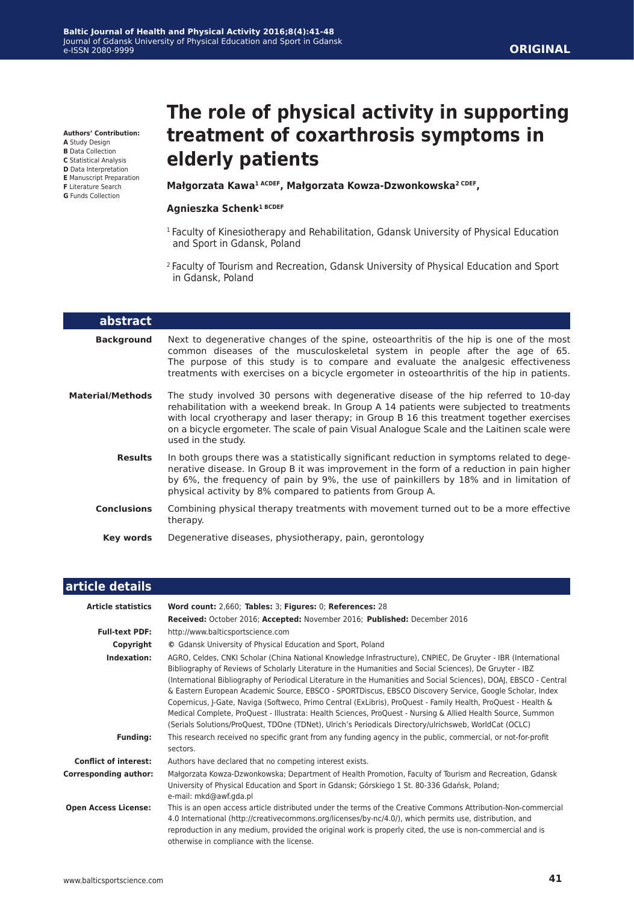**ORIGINAL**

**Authors' Contribution:**
**A** Study Design
**B** Data Collection
**C** Statistical Analysis
**D** Data Interpretation
**E** Manuscript Preparation
**F** Literature Search
**G** Funds Collection

# The role of physical activity in supporting treatment of coxarthrosis symptoms in elderly patients

**Małgorzata Kawa[1 ACDEF], Małgorzata Kowza-Dzwonkowska[2 CDEF], Agnieszka Schenk[1 BCDEF]**

[1] Faculty of Kinesiotherapy and Rehabilitation, Gdansk University of Physical Education and Sport in Gdansk, Poland

[2] Faculty of Tourism and Recreation, Gdansk University of Physical Education and Sport in Gdansk, Poland

## abstract

**Background** Next to degenerative changes of the spine, osteoarthritis of the hip is one of the most common diseases of the musculoskeletal system in people after the age of 65. The purpose of this study is to compare and evaluate the analgesic effectiveness treatments with exercises on a bicycle ergometer in osteoarthritis of the hip in patients.

**Material/Methods** The study involved 30 persons with degenerative disease of the hip referred to 10-day rehabilitation with a weekend break. In Group A 14 patients were subjected to treatments with local cryotherapy and laser therapy; in Group B 16 this treatment together exercises on a bicycle ergometer. The scale of pain Visual Analogue Scale and the Laitinen scale were used in the study.

**Results** In both groups there was a statistically significant reduction in symptoms related to degenerative disease. In Group B it was improvement in the form of a reduction in pain higher by 6%, the frequency of pain by 9%, the use of painkillers by 18% and in limitation of physical activity by 8% compared to patients from Group A.

**Conclusions** Combining physical therapy treatments with movement turned out to be a more effective therapy.

**Key words** Degenerative diseases, physiotherapy, pain, gerontology

## article details

**Article statistics** **Word count:** 2,660; **Tables:** 3; **Figures:** 0; **References:** 28
**Received:** October 2016; **Accepted:** November 2016; **Published:** December 2016

**Full-text PDF:** http://www.balticsportscience.com

**Copyright** © Gdansk University of Physical Education and Sport, Poland

**Indexation:** AGRO, Celdes, CNKI Scholar (China National Knowledge Infrastructure), CNPIEC, De Gruyter - IBR (International Bibliography of Reviews of Scholarly Literature in the Humanities and Social Sciences), De Gruyter - IBZ (International Bibliography of Periodical Literature in the Humanities and Social Sciences), DOAJ, EBSCO - Central & Eastern European Academic Source, EBSCO - SPORTDiscus, EBSCO Discovery Service, Google Scholar, Index Copernicus, J-Gate, Naviga (Softweco, Primo Central (ExLibris), ProQuest - Family Health, ProQuest - Health & Medical Complete, ProQuest - Illustrata: Health Sciences, ProQuest - Nursing & Allied Health Source, Summon (Serials Solutions/ProQuest, TDOne (TDNet), Ulrich's Periodicals Directory/ulrichsweb, WorldCat (OCLC)

**Funding:** This research received no specific grant from any funding agency in the public, commercial, or not-for-profit sectors.

**Conflict of interest:** Authors have declared that no competing interest exists.

**Corresponding author:** Małgorzata Kowza-Dzwonkowska; Department of Health Promotion, Faculty of Tourism and Recreation, Gdansk University of Physical Education and Sport in Gdansk; Górskiego 1 St. 80-336 Gdańsk, Poland; e-mail: mkd@awf.gda.pl

**Open Access License:** This is an open access article distributed under the terms of the Creative Commons Attribution-Non-commercial 4.0 International (http://creativecommons.org/licenses/by-nc/4.0/), which permits use, distribution, and reproduction in any medium, provided the original work is properly cited, the use is non-commercial and is otherwise in compliance with the license.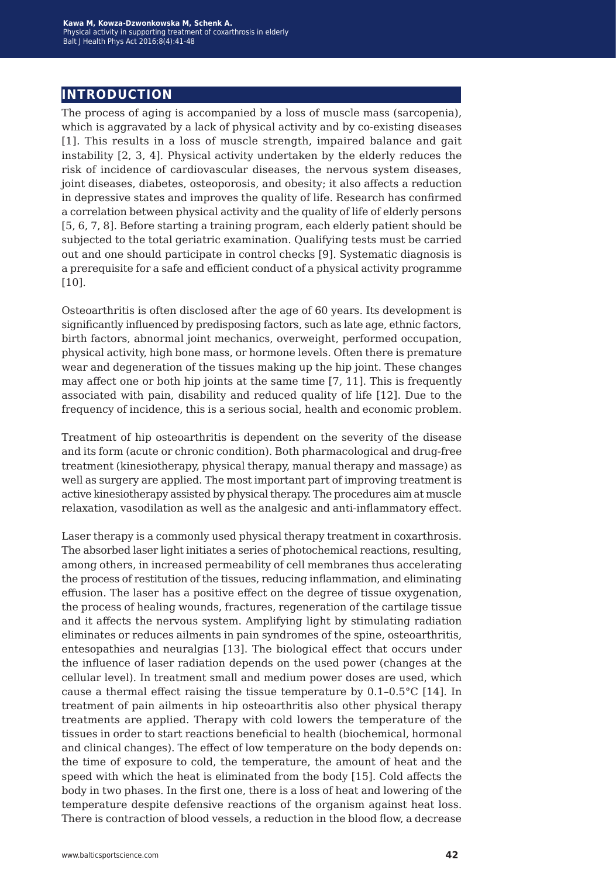## INTRODUCTION

The process of aging is accompanied by a loss of muscle mass (sarcopenia), which is aggravated by a lack of physical activity and by co-existing diseases [1]. This results in a loss of muscle strength, impaired balance and gait instability [2, 3, 4]. Physical activity undertaken by the elderly reduces the risk of incidence of cardiovascular diseases, the nervous system diseases, joint diseases, diabetes, osteoporosis, and obesity; it also affects a reduction in depressive states and improves the quality of life. Research has confirmed a correlation between physical activity and the quality of life of elderly persons [5, 6, 7, 8]. Before starting a training program, each elderly patient should be subjected to the total geriatric examination. Qualifying tests must be carried out and one should participate in control checks [9]. Systematic diagnosis is a prerequisite for a safe and efficient conduct of a physical activity programme [10].

Osteoarthritis is often disclosed after the age of 60 years. Its development is significantly influenced by predisposing factors, such as late age, ethnic factors, birth factors, abnormal joint mechanics, overweight, performed occupation, physical activity, high bone mass, or hormone levels. Often there is premature wear and degeneration of the tissues making up the hip joint. These changes may affect one or both hip joints at the same time [7, 11]. This is frequently associated with pain, disability and reduced quality of life [12]. Due to the frequency of incidence, this is a serious social, health and economic problem.

Treatment of hip osteoarthritis is dependent on the severity of the disease and its form (acute or chronic condition). Both pharmacological and drug-free treatment (kinesiotherapy, physical therapy, manual therapy and massage) as well as surgery are applied. The most important part of improving treatment is active kinesiotherapy assisted by physical therapy. The procedures aim at muscle relaxation, vasodilation as well as the analgesic and anti-inflammatory effect.

Laser therapy is a commonly used physical therapy treatment in coxarthrosis. The absorbed laser light initiates a series of photochemical reactions, resulting, among others, in increased permeability of cell membranes thus accelerating the process of restitution of the tissues, reducing inflammation, and eliminating effusion. The laser has a positive effect on the degree of tissue oxygenation, the process of healing wounds, fractures, regeneration of the cartilage tissue and it affects the nervous system. Amplifying light by stimulating radiation eliminates or reduces ailments in pain syndromes of the spine, osteoarthritis, entesopathies and neuralgias [13]. The biological effect that occurs under the influence of laser radiation depends on the used power (changes at the cellular level). In treatment small and medium power doses are used, which cause a thermal effect raising the tissue temperature by 0.1–0.5°C [14]. In treatment of pain ailments in hip osteoarthritis also other physical therapy treatments are applied. Therapy with cold lowers the temperature of the tissues in order to start reactions beneficial to health (biochemical, hormonal and clinical changes). The effect of low temperature on the body depends on: the time of exposure to cold, the temperature, the amount of heat and the speed with which the heat is eliminated from the body [15]. Cold affects the body in two phases. In the first one, there is a loss of heat and lowering of the temperature despite defensive reactions of the organism against heat loss. There is contraction of blood vessels, a reduction in the blood flow, a decrease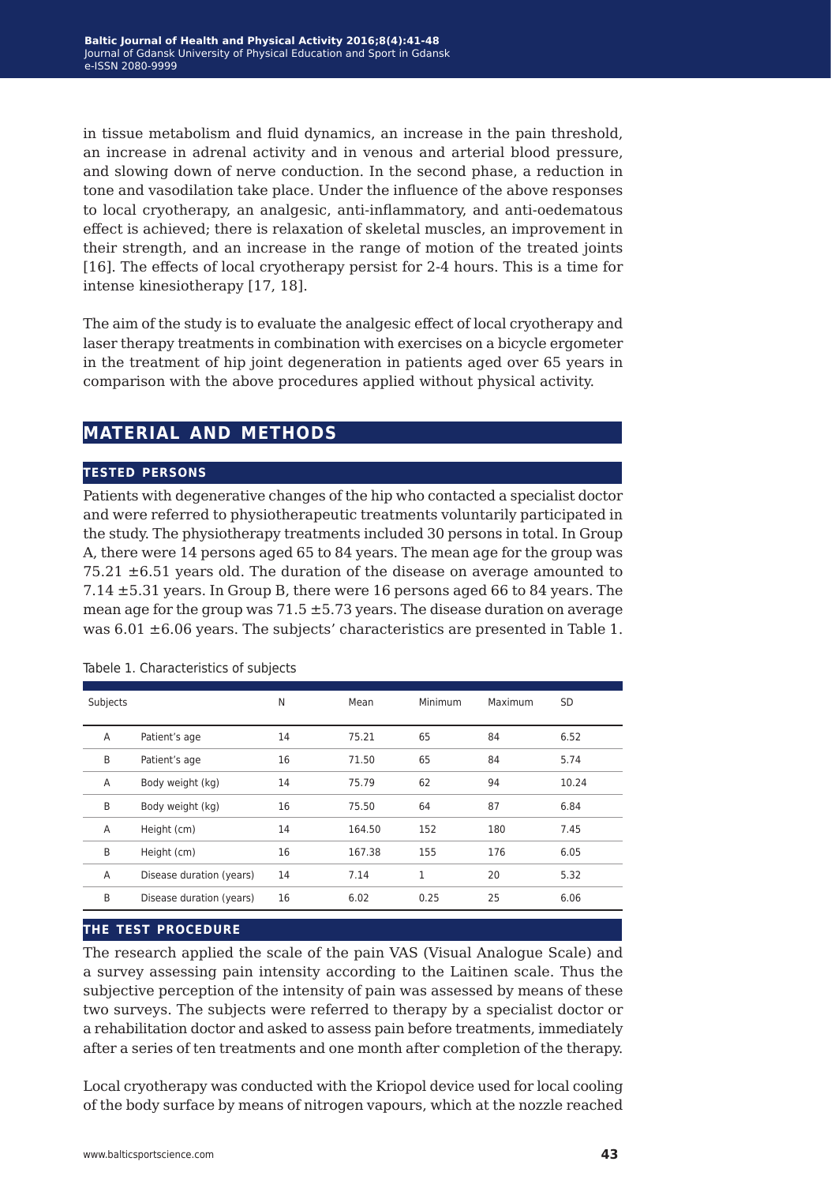in tissue metabolism and fluid dynamics, an increase in the pain threshold, an increase in adrenal activity and in venous and arterial blood pressure, and slowing down of nerve conduction. In the second phase, a reduction in tone and vasodilation take place. Under the influence of the above responses to local cryotherapy, an analgesic, anti-inflammatory, and anti-oedematous effect is achieved; there is relaxation of skeletal muscles, an improvement in their strength, and an increase in the range of motion of the treated joints [16]. The effects of local cryotherapy persist for 2-4 hours. This is a time for intense kinesiotherapy [17, 18].

The aim of the study is to evaluate the analgesic effect of local cryotherapy and laser therapy treatments in combination with exercises on a bicycle ergometer in the treatment of hip joint degeneration in patients aged over 65 years in comparison with the above procedures applied without physical activity.

## MATERIAL AND METHODS

### TESTED PERSONS

Patients with degenerative changes of the hip who contacted a specialist doctor and were referred to physiotherapeutic treatments voluntarily participated in the study. The physiotherapy treatments included 30 persons in total. In Group A, there were 14 persons aged 65 to 84 years. The mean age for the group was 75.21 ±6.51 years old. The duration of the disease on average amounted to 7.14 ±5.31 years. In Group B, there were 16 persons aged 66 to 84 years. The mean age for the group was 71.5 ±5.73 years. The disease duration on average was 6.01 ±6.06 years. The subjects' characteristics are presented in Table 1.

Tabele 1. Characteristics of subjects

| Subjects | | N | Mean | Minimum | Maximum | SD |
|---|---|---|---|---|---|---|
| A | Patient's age | 14 | 75.21 | 65 | 84 | 6.52 |
| B | Patient's age | 16 | 71.50 | 65 | 84 | 5.74 |
| A | Body weight (kg) | 14 | 75.79 | 62 | 94 | 10.24 |
| B | Body weight (kg) | 16 | 75.50 | 64 | 87 | 6.84 |
| A | Height (cm) | 14 | 164.50 | 152 | 180 | 7.45 |
| B | Height (cm) | 16 | 167.38 | 155 | 176 | 6.05 |
| A | Disease duration (years) | 14 | 7.14 | 1 | 20 | 5.32 |
| B | Disease duration (years) | 16 | 6.02 | 0.25 | 25 | 6.06 |

### THE TEST PROCEDURE

The research applied the scale of the pain VAS (Visual Analogue Scale) and a survey assessing pain intensity according to the Laitinen scale. Thus the subjective perception of the intensity of pain was assessed by means of these two surveys. The subjects were referred to therapy by a specialist doctor or a rehabilitation doctor and asked to assess pain before treatments, immediately after a series of ten treatments and one month after completion of the therapy.

Local cryotherapy was conducted with the Kriopol device used for local cooling of the body surface by means of nitrogen vapours, which at the nozzle reached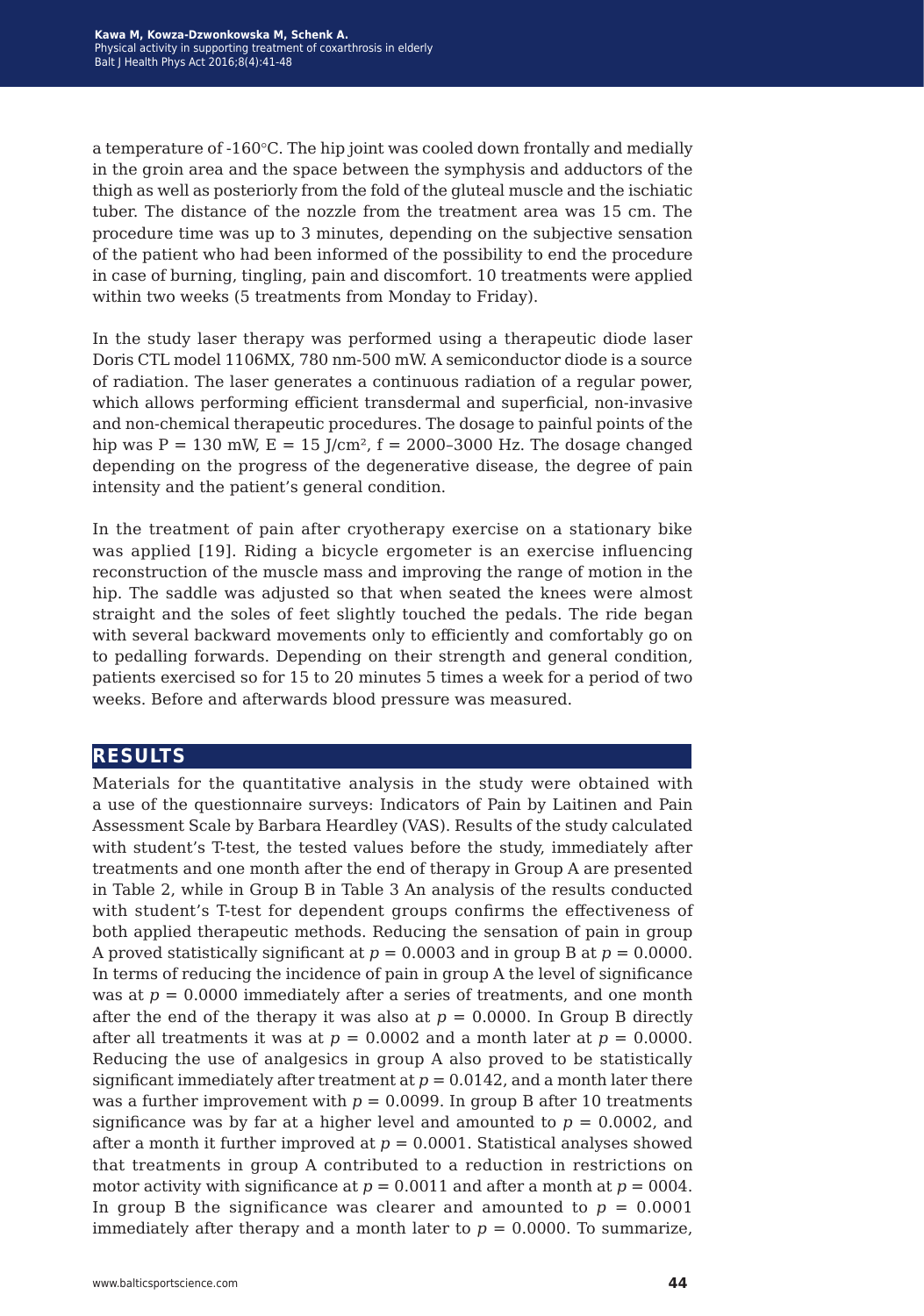a temperature of -160°C. The hip joint was cooled down frontally and medially in the groin area and the space between the symphysis and adductors of the thigh as well as posteriorly from the fold of the gluteal muscle and the ischiatic tuber. The distance of the nozzle from the treatment area was 15 cm. The procedure time was up to 3 minutes, depending on the subjective sensation of the patient who had been informed of the possibility to end the procedure in case of burning, tingling, pain and discomfort. 10 treatments were applied within two weeks (5 treatments from Monday to Friday).

In the study laser therapy was performed using a therapeutic diode laser Doris CTL model 1106MX, 780 nm-500 mW. A semiconductor diode is a source of radiation. The laser generates a continuous radiation of a regular power, which allows performing efficient transdermal and superficial, non-invasive and non-chemical therapeutic procedures. The dosage to painful points of the hip was P = 130 mW, E = 15 J/cm², f = 2000–3000 Hz. The dosage changed depending on the progress of the degenerative disease, the degree of pain intensity and the patient's general condition.

In the treatment of pain after cryotherapy exercise on a stationary bike was applied [19]. Riding a bicycle ergometer is an exercise influencing reconstruction of the muscle mass and improving the range of motion in the hip. The saddle was adjusted so that when seated the knees were almost straight and the soles of feet slightly touched the pedals. The ride began with several backward movements only to efficiently and comfortably go on to pedalling forwards. Depending on their strength and general condition, patients exercised so for 15 to 20 minutes 5 times a week for a period of two weeks. Before and afterwards blood pressure was measured.

## RESULTS

Materials for the quantitative analysis in the study were obtained with a use of the questionnaire surveys: Indicators of Pain by Laitinen and Pain Assessment Scale by Barbara Heardley (VAS). Results of the study calculated with student's T-test, the tested values before the study, immediately after treatments and one month after the end of therapy in Group A are presented in Table 2, while in Group B in Table 3 An analysis of the results conducted with student's T-test for dependent groups confirms the effectiveness of both applied therapeutic methods. Reducing the sensation of pain in group A proved statistically significant at $p = 0.0003$ and in group B at $p = 0.0000$. In terms of reducing the incidence of pain in group A the level of significance was at $p = 0.0000$ immediately after a series of treatments, and one month after the end of the therapy it was also at $p = 0.0000$. In Group B directly after all treatments it was at $p = 0.0002$ and a month later at $p = 0.0000$. Reducing the use of analgesics in group A also proved to be statistically significant immediately after treatment at $p = 0.0142$, and a month later there was a further improvement with $p = 0.0099$. In group B after 10 treatments significance was by far at a higher level and amounted to $p = 0.0002$, and after a month it further improved at $p = 0.0001$. Statistical analyses showed that treatments in group A contributed to a reduction in restrictions on motor activity with significance at $p = 0.0011$ and after a month at $p = 0004$. In group B the significance was clearer and amounted to $p = 0.0001$ immediately after therapy and a month later to $p = 0.0000$. To summarize,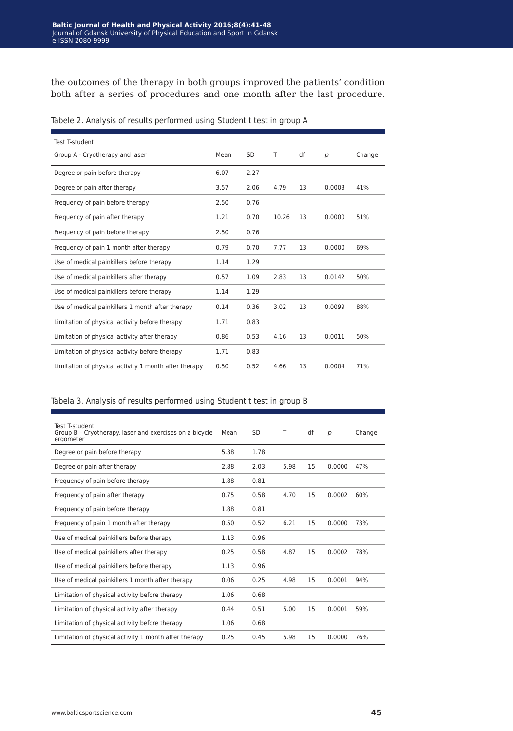the outcomes of the therapy in both groups improved the patients' condition both after a series of procedures and one month after the last procedure.

Tabele 2. Analysis of results performed using Student t test in group A

| Test T-student<br>Group A - Cryotherapy and laser | Mean | SD | T | df | *p* | Change |
|---|---|---|---|---|---|---|
| Degree or pain before therapy | 6.07 | 2.27 | | | | |
| Degree or pain after therapy | 3.57 | 2.06 | 4.79 | 13 | 0.0003 | 41% |
| Frequency of pain before therapy | 2.50 | 0.76 | | | | |
| Frequency of pain after therapy | 1.21 | 0.70 | 10.26 | 13 | 0.0000 | 51% |
| Frequency of pain before therapy | 2.50 | 0.76 | | | | |
| Frequency of pain 1 month after therapy | 0.79 | 0.70 | 7.77 | 13 | 0.0000 | 69% |
| Use of medical painkillers before therapy | 1.14 | 1.29 | | | | |
| Use of medical painkillers after therapy | 0.57 | 1.09 | 2.83 | 13 | 0.0142 | 50% |
| Use of medical painkillers before therapy | 1.14 | 1.29 | | | | |
| Use of medical painkillers 1 month after therapy | 0.14 | 0.36 | 3.02 | 13 | 0.0099 | 88% |
| Limitation of physical activity before therapy | 1.71 | 0.83 | | | | |
| Limitation of physical activity after therapy | 0.86 | 0.53 | 4.16 | 13 | 0.0011 | 50% |
| Limitation of physical activity before therapy | 1.71 | 0.83 | | | | |
| Limitation of physical activity 1 month after therapy | 0.50 | 0.52 | 4.66 | 13 | 0.0004 | 71% |

Tabela 3. Analysis of results performed using Student t test in group B

| Test T-student<br>Group B – Cryotherapy. laser and exercises on a bicycle ergometer | Mean | SD | T | df | *p* | Change |
|---|---|---|---|---|---|---|
| Degree or pain before therapy | 5.38 | 1.78 | | | | |
| Degree or pain after therapy | 2.88 | 2.03 | 5.98 | 15 | 0.0000 | 47% |
| Frequency of pain before therapy | 1.88 | 0.81 | | | | |
| Frequency of pain after therapy | 0.75 | 0.58 | 4.70 | 15 | 0.0002 | 60% |
| Frequency of pain before therapy | 1.88 | 0.81 | | | | |
| Frequency of pain 1 month after therapy | 0.50 | 0.52 | 6.21 | 15 | 0.0000 | 73% |
| Use of medical painkillers before therapy | 1.13 | 0.96 | | | | |
| Use of medical painkillers after therapy | 0.25 | 0.58 | 4.87 | 15 | 0.0002 | 78% |
| Use of medical painkillers before therapy | 1.13 | 0.96 | | | | |
| Use of medical painkillers 1 month after therapy | 0.06 | 0.25 | 4.98 | 15 | 0.0001 | 94% |
| Limitation of physical activity before therapy | 1.06 | 0.68 | | | | |
| Limitation of physical activity after therapy | 0.44 | 0.51 | 5.00 | 15 | 0.0001 | 59% |
| Limitation of physical activity before therapy | 1.06 | 0.68 | | | | |
| Limitation of physical activity 1 month after therapy | 0.25 | 0.45 | 5.98 | 15 | 0.0000 | 76% |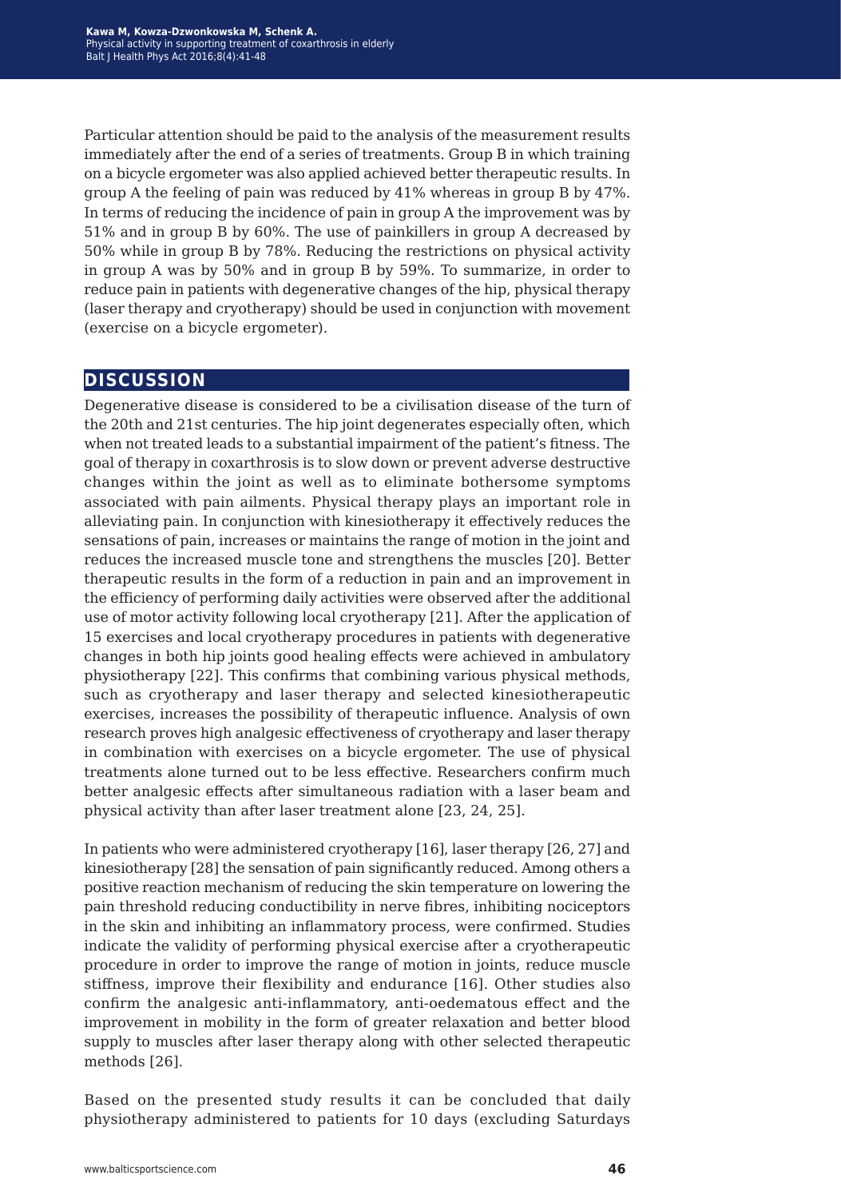Particular attention should be paid to the analysis of the measurement results immediately after the end of a series of treatments. Group B in which training on a bicycle ergometer was also applied achieved better therapeutic results. In group A the feeling of pain was reduced by 41% whereas in group B by 47%. In terms of reducing the incidence of pain in group A the improvement was by 51% and in group B by 60%. The use of painkillers in group A decreased by 50% while in group B by 78%. Reducing the restrictions on physical activity in group A was by 50% and in group B by 59%. To summarize, in order to reduce pain in patients with degenerative changes of the hip, physical therapy (laser therapy and cryotherapy) should be used in conjunction with movement (exercise on a bicycle ergometer).

## DISCUSSION

Degenerative disease is considered to be a civilisation disease of the turn of the 20th and 21st centuries. The hip joint degenerates especially often, which when not treated leads to a substantial impairment of the patient's fitness. The goal of therapy in coxarthrosis is to slow down or prevent adverse destructive changes within the joint as well as to eliminate bothersome symptoms associated with pain ailments. Physical therapy plays an important role in alleviating pain. In conjunction with kinesiotherapy it effectively reduces the sensations of pain, increases or maintains the range of motion in the joint and reduces the increased muscle tone and strengthens the muscles [20]. Better therapeutic results in the form of a reduction in pain and an improvement in the efficiency of performing daily activities were observed after the additional use of motor activity following local cryotherapy [21]. After the application of 15 exercises and local cryotherapy procedures in patients with degenerative changes in both hip joints good healing effects were achieved in ambulatory physiotherapy [22]. This confirms that combining various physical methods, such as cryotherapy and laser therapy and selected kinesiotherapeutic exercises, increases the possibility of therapeutic influence. Analysis of own research proves high analgesic effectiveness of cryotherapy and laser therapy in combination with exercises on a bicycle ergometer. The use of physical treatments alone turned out to be less effective. Researchers confirm much better analgesic effects after simultaneous radiation with a laser beam and physical activity than after laser treatment alone [23, 24, 25].

In patients who were administered cryotherapy [16], laser therapy [26, 27] and kinesiotherapy [28] the sensation of pain significantly reduced. Among others a positive reaction mechanism of reducing the skin temperature on lowering the pain threshold reducing conductibility in nerve fibres, inhibiting nociceptors in the skin and inhibiting an inflammatory process, were confirmed. Studies indicate the validity of performing physical exercise after a cryotherapeutic procedure in order to improve the range of motion in joints, reduce muscle stiffness, improve their flexibility and endurance [16]. Other studies also confirm the analgesic anti-inflammatory, anti-oedematous effect and the improvement in mobility in the form of greater relaxation and better blood supply to muscles after laser therapy along with other selected therapeutic methods [26].

Based on the presented study results it can be concluded that daily physiotherapy administered to patients for 10 days (excluding Saturdays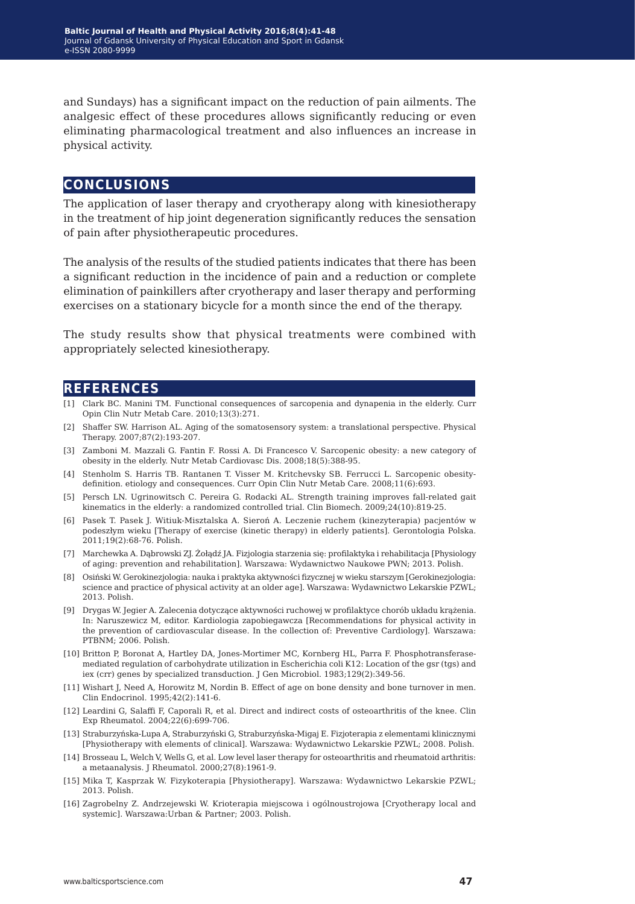and Sundays) has a significant impact on the reduction of pain ailments. The analgesic effect of these procedures allows significantly reducing or even eliminating pharmacological treatment and also influences an increase in physical activity.

## CONCLUSIONS

The application of laser therapy and cryotherapy along with kinesiotherapy in the treatment of hip joint degeneration significantly reduces the sensation of pain after physiotherapeutic procedures.

The analysis of the results of the studied patients indicates that there has been a significant reduction in the incidence of pain and a reduction or complete elimination of painkillers after cryotherapy and laser therapy and performing exercises on a stationary bicycle for a month since the end of the therapy.

The study results show that physical treatments were combined with appropriately selected kinesiotherapy.

## REFERENCES

[1] Clark BC. Manini TM. Functional consequences of sarcopenia and dynapenia in the elderly. Curr Opin Clin Nutr Metab Care. 2010;13(3):271.

[2] Shaffer SW. Harrison AL. Aging of the somatosensory system: a translational perspective. Physical Therapy. 2007;87(2):193-207.

[3] Zamboni M. Mazzali G. Fantin F. Rossi A. Di Francesco V. Sarcopenic obesity: a new category of obesity in the elderly. Nutr Metab Cardiovasc Dis. 2008;18(5):388-95.

[4] Stenholm S. Harris TB. Rantanen T. Visser M. Kritchevsky SB. Ferrucci L. Sarcopenic obesity-definition. etiology and consequences. Curr Opin Clin Nutr Metab Care. 2008;11(6):693.

[5] Persch LN. Ugrinowitsch C. Pereira G. Rodacki AL. Strength training improves fall-related gait kinematics in the elderly: a randomized controlled trial. Clin Biomech. 2009;24(10):819-25.

[6] Pasek T. Pasek J. Witiuk-Misztalska A. Sieroń A. Leczenie ruchem (kinezyterapia) pacjentów w podeszłym wieku [Therapy of exercise (kinetic therapy) in elderly patients]. Gerontologia Polska. 2011;19(2):68-76. Polish.

[7] Marchewka A. Dąbrowski ZJ. Żołądź JA. Fizjologia starzenia się: profilaktyka i rehabilitacja [Physiology of aging: prevention and rehabilitation]. Warszawa: Wydawnictwo Naukowe PWN; 2013. Polish.

[8] Osiński W. Gerokinezjologia: nauka i praktyka aktywności fizycznej w wieku starszym [Gerokinezjologia: science and practice of physical activity at an older age]. Warszawa: Wydawnictwo Lekarskie PZWL; 2013. Polish.

[9] Drygas W. Jegier A. Zalecenia dotyczące aktywności ruchowej w profilaktyce chorób układu krążenia. In: Naruszewicz M, editor. Kardiologia zapobiegawcza [Recommendations for physical activity in the prevention of cardiovascular disease. In the collection of: Preventive Cardiology]. Warszawa: PTBNM; 2006. Polish.

[10] Britton P, Boronat A, Hartley DA, Jones-Mortimer MC, Kornberg HL, Parra F. Phosphotransferase-mediated regulation of carbohydrate utilization in Escherichia coli K12: Location of the gsr (tgs) and iex (crr) genes by specialized transduction. J Gen Microbiol. 1983;129(2):349-56.

[11] Wishart J, Need A, Horowitz M, Nordin B. Effect of age on bone density and bone turnover in men. Clin Endocrinol. 1995;42(2):141-6.

[12] Leardini G, Salaffi F, Caporali R, et al. Direct and indirect costs of osteoarthritis of the knee. Clin Exp Rheumatol. 2004;22(6):699-706.

[13] Straburzyńska-Lupa A, Straburzyński G, Straburzyńska-Migaj E. Fizjoterapia z elementami klinicznymi [Physiotherapy with elements of clinical]. Warszawa: Wydawnictwo Lekarskie PZWL; 2008. Polish.

[14] Brosseau L, Welch V, Wells G, et al. Low level laser therapy for osteoarthritis and rheumatoid arthritis: a metaanalysis. J Rheumatol. 2000;27(8):1961-9.

[15] Mika T, Kasprzak W. Fizykoterapia [Physiotherapy]. Warszawa: Wydawnictwo Lekarskie PZWL; 2013. Polish.

[16] Zagrobelny Z. Andrzejewski W. Krioterapia miejscowa i ogólnoustrojowa [Cryotherapy local and systemic]. Warszawa:Urban & Partner; 2003. Polish.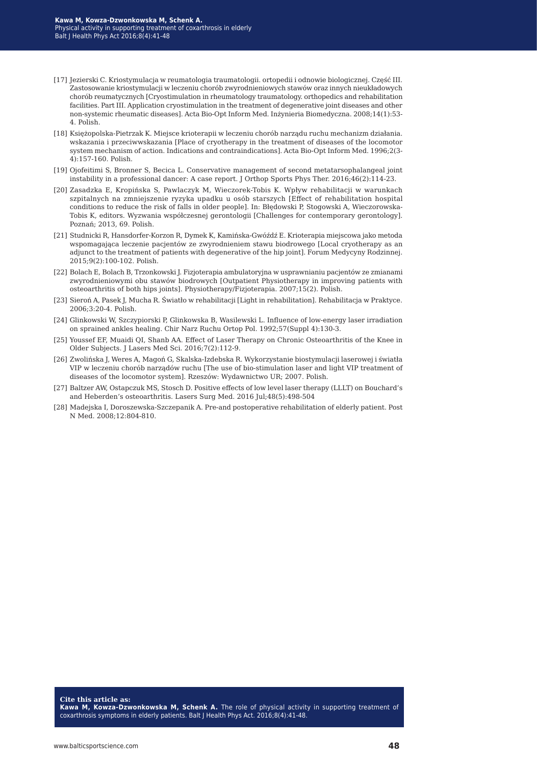[17] Jezierski C. Kriostymulacja w reumatologia traumatologii. ortopedii i odnowie biologicznej. Część III. Zastosowanie kriostymulacji w leczeniu chorób zwyrodnieniowych stawów oraz innych nieukładowych chorób reumatycznych [Cryostimulation in rheumatology traumatology. orthopedics and rehabilitation facilities. Part III. Application cryostimulation in the treatment of degenerative joint diseases and other non-systemic rheumatic diseases]. Acta Bio-Opt Inform Med. Inżynieria Biomedyczna. 2008;14(1):53-4. Polish.

[18] Księżopolska-Pietrzak K. Miejsce krioterapii w leczeniu chorób narządu ruchu mechanizm działania. wskazania i przeciwwskazania [Place of cryotherapy in the treatment of diseases of the locomotor system mechanism of action. Indications and contraindications]. Acta Bio-Opt Inform Med. 1996;2(3-4):157-160. Polish.

[19] Ojofeitimi S, Bronner S, Becica L. Conservative management of second metatarsophalangeal joint instability in a professional dancer: A case report. J Orthop Sports Phys Ther. 2016;46(2):114-23.

[20] Zasadzka E, Kropińska S, Pawlaczyk M, Wieczorek-Tobis K. Wpływ rehabilitacji w warunkach szpitalnych na zmniejszenie ryzyka upadku u osób starszych [Effect of rehabilitation hospital conditions to reduce the risk of falls in older people]. In: Błędowski P, Stogowski A, Wieczorowska-Tobis K, editors. Wyzwania współczesnej gerontologii [Challenges for contemporary gerontology]. Poznań; 2013, 69. Polish.

[21] Studnicki R, Hansdorfer-Korzon R, Dymek K, Kamińska-Gwóźdź E. Krioterapia miejscowa jako metoda wspomagająca leczenie pacjentów ze zwyrodnieniem stawu biodrowego [Local cryotherapy as an adjunct to the treatment of patients with degenerative of the hip joint]. Forum Medycyny Rodzinnej. 2015;9(2):100-102. Polish.

[22] Bolach E, Bolach B, Trzonkowski J. Fizjoterapia ambulatoryjna w usprawnianiu pacjentów ze zmianami zwyrodnieniowymi obu stawów biodrowych [Outpatient Physiotherapy in improving patients with osteoarthritis of both hips joints]. Physiotherapy/Fizjoterapia. 2007;15(2). Polish.

[23] Sieroń A, Pasek J, Mucha R. Światło w rehabilitacji [Light in rehabilitation]. Rehabilitacja w Praktyce. 2006;3:20-4. Polish.

[24] Glinkowski W, Szczypiorski P, Glinkowska B, Wasilewski L. Influence of low-energy laser irradiation on sprained ankles healing. Chir Narz Ruchu Ortop Pol. 1992;57(Suppl 4):130-3.

[25] Youssef EF, Muaidi QI, Shanb AA. Effect of Laser Therapy on Chronic Osteoarthritis of the Knee in Older Subjects. J Lasers Med Sci. 2016;7(2):112-9.

[26] Zwolińska J, Weres A, Magoń G, Skalska-Izdebska R. Wykorzystanie biostymulacji laserowej i światła VIP w leczeniu chorób narządów ruchu [The use of bio-stimulation laser and light VIP treatment of diseases of the locomotor system]. Rzeszów: Wydawnictwo UR; 2007. Polish.

[27] Baltzer AW, Ostapczuk MS, Stosch D. Positive effects of low level laser therapy (LLLT) on Bouchard's and Heberden's osteoarthritis. Lasers Surg Med. 2016 Jul;48(5):498-504

[28] Madejska I, Doroszewska-Szczepanik A. Pre-and postoperative rehabilitation of elderly patient. Post N Med. 2008;12:804-810.

**Cite this article as:**
**Kawa M, Kowza-Dzwonkowska M, Schenk A.** The role of physical activity in supporting treatment of coxarthrosis symptoms in elderly patients. Balt J Health Phys Act. 2016;8(4):41-48.